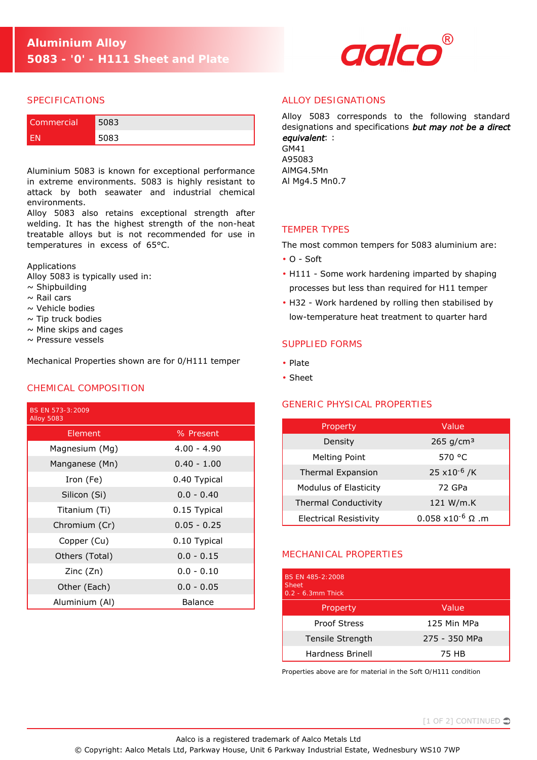# Aluminium Alloy 5083 - '0' - H111 Sheet and Plate

aalco®

## SPECIFICATIONS

| Commercial | 5083 |
|---|---|
| EN | 5083 |

Aluminium 5083 is known for exceptional performance in extreme environments. 5083 is highly resistant to attack by both seawater and industrial chemical environments.
Alloy 5083 also retains exceptional strength after welding. It has the highest strength of the non-heat treatable alloys but is not recommended for use in temperatures in excess of 65°C.

Applications
Alloy 5083 is typically used in:
~ Shipbuilding
~ Rail cars
~ Vehicle bodies
~ Tip truck bodies
~ Mine skips and cages
~ Pressure vessels

Mechanical Properties shown are for 0/H111 temper

## CHEMICAL COMPOSITION

BS EN 573-3:2009
Alloy 5083

| Element | % Present |
|---|---|
| Magnesium (Mg) | 4.00 - 4.90 |
| Manganese (Mn) | 0.40 - 1.00 |
| Iron (Fe) | 0.40 Typical |
| Silicon (Si) | 0.0 - 0.40 |
| Titanium (Ti) | 0.15 Typical |
| Chromium (Cr) | 0.05 - 0.25 |
| Copper (Cu) | 0.10 Typical |
| Others (Total) | 0.0 - 0.15 |
| Zinc (Zn) | 0.0 - 0.10 |
| Other (Each) | 0.0 - 0.05 |
| Aluminium (Al) | Balance |

## ALLOY DESIGNATIONS

Alloy 5083 corresponds to the following standard designations and specifications ***but may not be a direct equivalent***: :
GM41
A95083
AlMG4.5Mn
Al Mg4.5 Mn0.7

## TEMPER TYPES

The most common tempers for 5083 aluminium are:

- O - Soft
- H111 - Some work hardening imparted by shaping processes but less than required for H11 temper
- H32 - Work hardened by rolling then stabilised by low-temperature heat treatment to quarter hard

## SUPPLIED FORMS

- Plate
- Sheet

## GENERIC PHYSICAL PROPERTIES

| Property | Value |
|---|---|
| Density | 265 g/cm³ |
| Melting Point | 570 °C |
| Thermal Expansion | 25 x$10^{-6}$ /K |
| Modulus of Elasticity | 72 GPa |
| Thermal Conductivity | 121 W/m.K |
| Electrical Resistivity | 0.058 x$10^{-6}$ Ω .m |

## MECHANICAL PROPERTIES

BS EN 485-2:2008
Sheet
0.2 - 6.3mm Thick

| Property | Value |
|---|---|
| Proof Stress | 125 Min MPa |
| Tensile Strength | 275 - 350 MPa |
| Hardness Brinell | 75 HB |

Properties above are for material in the Soft O/H111 condition

Aalco is a registered trademark of Aalco Metals Ltd
© Copyright: Aalco Metals Ltd, Parkway House, Unit 6 Parkway Industrial Estate, Wednesbury WS10 7WP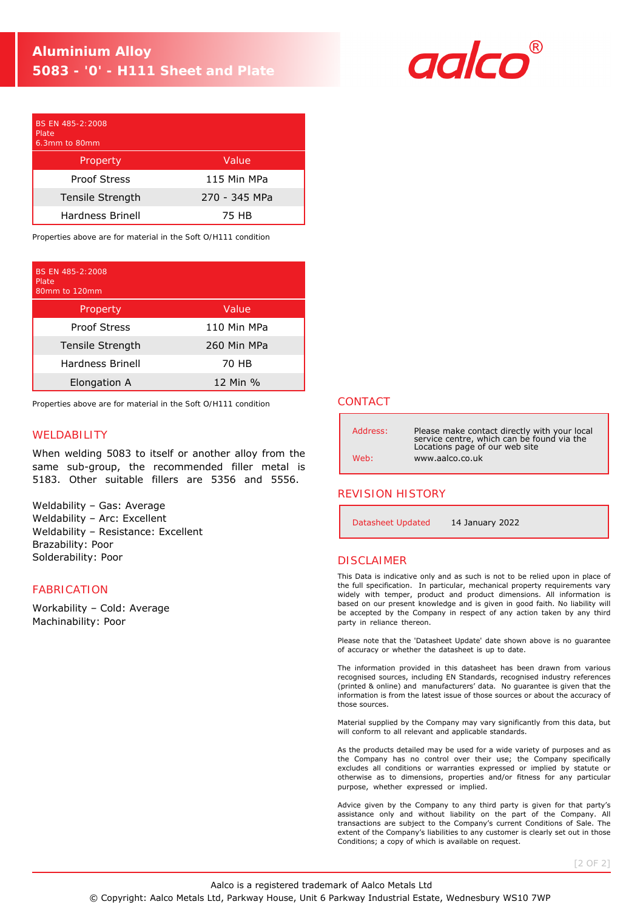# Aluminium Alloy 5083 - '0' - H111 Sheet and Plate

| BS EN 485-2:2008 Plate 6.3mm to 80mm | |
|---|---|
| **Property** | **Value** |
| Proof Stress | 115 Min MPa |
| Tensile Strength | 270 - 345 MPa |
| Hardness Brinell | 75 HB |

Properties above are for material in the Soft O/H111 condition

| BS EN 485-2:2008 Plate 80mm to 120mm | |
|---|---|
| **Property** | **Value** |
| Proof Stress | 110 Min MPa |
| Tensile Strength | 260 Min MPa |
| Hardness Brinell | 70 HB |
| Elongation A | 12 Min % |

Properties above are for material in the Soft O/H111 condition

## WELDABILITY

When welding 5083 to itself or another alloy from the same sub-group, the recommended filler metal is 5183. Other suitable fillers are 5356 and 5556.

Weldability – Gas: Average
Weldability – Arc: Excellent
Weldability – Resistance: Excellent
Brazability: Poor
Solderability: Poor

## FABRICATION

Workability – Cold: Average
Machinability: Poor

## CONTACT

| | |
|---|---|
| Address: | Please make contact directly with your local service centre, which can be found via the Locations page of our web site |
| Web: | www.aalco.co.uk |

## REVISION HISTORY

| | |
|---|---|
| Datasheet Updated | 14 January 2022 |

## DISCLAIMER

This Data is indicative only and as such is not to be relied upon in place of the full specification. In particular, mechanical property requirements vary widely with temper, product and product dimensions. All information is based on our present knowledge and is given in good faith. No liability will be accepted by the Company in respect of any action taken by any third party in reliance thereon.

Please note that the 'Datasheet Update' date shown above is no guarantee of accuracy or whether the datasheet is up to date.

The information provided in this datasheet has been drawn from various recognised sources, including EN Standards, recognised industry references (printed & online) and manufacturers' data. No guarantee is given that the information is from the latest issue of those sources or about the accuracy of those sources.

Material supplied by the Company may vary significantly from this data, but will conform to all relevant and applicable standards.

As the products detailed may be used for a wide variety of purposes and as the Company has no control over their use; the Company specifically excludes all conditions or warranties expressed or implied by statute or otherwise as to dimensions, properties and/or fitness for any particular purpose, whether expressed or implied.

Advice given by the Company to any third party is given for that party's assistance only and without liability on the part of the Company. All transactions are subject to the Company's current Conditions of Sale. The extent of the Company's liabilities to any customer is clearly set out in those Conditions; a copy of which is available on request.

Aalco is a registered trademark of Aalco Metals Ltd
© Copyright: Aalco Metals Ltd, Parkway House, Unit 6 Parkway Industrial Estate, Wednesbury WS10 7WP